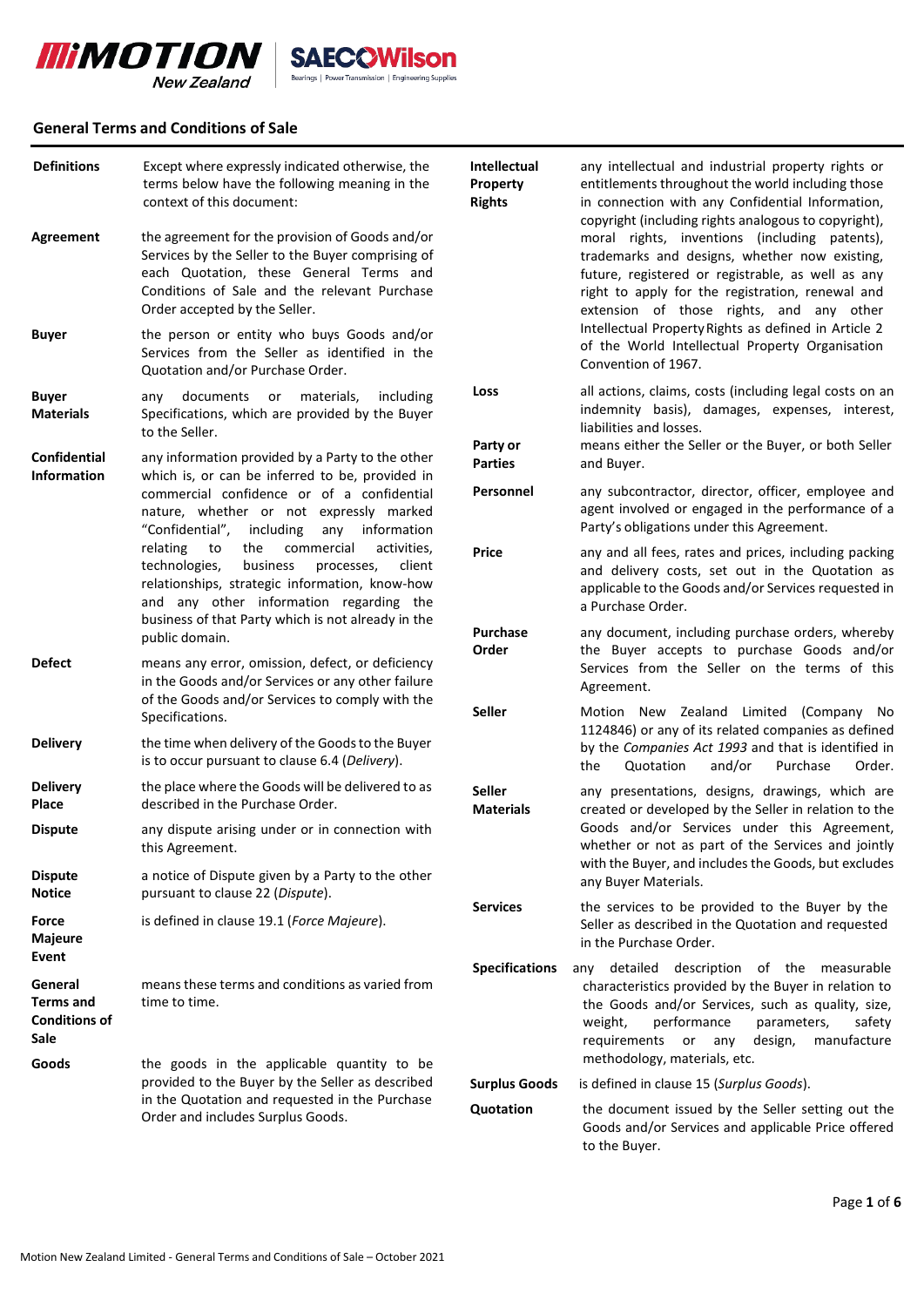## General Terms and Conditions of Sale

**Definitions** Except where expressly indicated otherwise, the terms below have the following meaning in the context of this document:

**Agreement** the agreement for the provision of Goods and/or Services by the Seller to the Buyer comprising of each Quotation, these General Terms and Conditions of Sale and the relevant Purchase Order accepted by the Seller.

**Buyer** the person or entity who buys Goods and/or Services from the Seller as identified in the Quotation and/or Purchase Order.

**Buyer Materials** any documents or materials, including Specifications, which are provided by the Buyer to the Seller.

**Confidential Information** any information provided by a Party to the other which is, or can be inferred to be, provided in commercial confidence or of a confidential nature, whether or not expressly marked "Confidential", including any information relating to the commercial activities, technologies, business processes, client relationships, strategic information, know-how and any other information regarding the business of that Party which is not already in the public domain.

**Defect** means any error, omission, defect, or deficiency in the Goods and/or Services or any other failure of the Goods and/or Services to comply with the Specifications.

**Delivery** the time when delivery of the Goods to the Buyer is to occur pursuant to clause 6.4 (*Delivery*).

**Delivery Place** the place where the Goods will be delivered to as described in the Purchase Order.

**Dispute** any dispute arising under or in connection with this Agreement.

**Dispute Notice** a notice of Dispute given by a Party to the other pursuant to clause 22 (*Dispute*).

**Force Majeure Event** is defined in clause 19.1 (*Force Majeure*).

**General Terms and Conditions of Sale** means these terms and conditions as varied from time to time.

**Goods** the goods in the applicable quantity to be provided to the Buyer by the Seller as described in the Quotation and requested in the Purchase Order and includes Surplus Goods.

**Intellectual Property Rights** any intellectual and industrial property rights or entitlements throughout the world including those in connection with any Confidential Information, copyright (including rights analogous to copyright), moral rights, inventions (including patents), trademarks and designs, whether now existing, future, registered or registrable, as well as any right to apply for the registration, renewal and extension of those rights, and any other Intellectual Property Rights as defined in Article 2 of the World Intellectual Property Organisation Convention of 1967.

**Loss** all actions, claims, costs (including legal costs on an indemnity basis), damages, expenses, interest, liabilities and losses.

**Party or Parties** means either the Seller or the Buyer, or both Seller and Buyer.

**Personnel** any subcontractor, director, officer, employee and agent involved or engaged in the performance of a Party's obligations under this Agreement.

**Price** any and all fees, rates and prices, including packing and delivery costs, set out in the Quotation as applicable to the Goods and/or Services requested in a Purchase Order.

**Purchase Order** any document, including purchase orders, whereby the Buyer accepts to purchase Goods and/or Services from the Seller on the terms of this Agreement.

**Seller** Motion New Zealand Limited (Company No 1124846) or any of its related companies as defined by the *Companies Act 1993* and that is identified in the Quotation and/or Purchase Order.

**Seller Materials** any presentations, designs, drawings, which are created or developed by the Seller in relation to the Goods and/or Services under this Agreement, whether or not as part of the Services and jointly with the Buyer, and includes the Goods, but excludes any Buyer Materials.

**Services** the services to be provided to the Buyer by the Seller as described in the Quotation and requested in the Purchase Order.

**Specifications** any detailed description of the measurable characteristics provided by the Buyer in relation to the Goods and/or Services, such as quality, size, weight, performance parameters, safety requirements or any design, manufacture methodology, materials, etc.

**Surplus Goods** is defined in clause 15 (*Surplus Goods*).

**Quotation** the document issued by the Seller setting out the Goods and/or Services and applicable Price offered to the Buyer.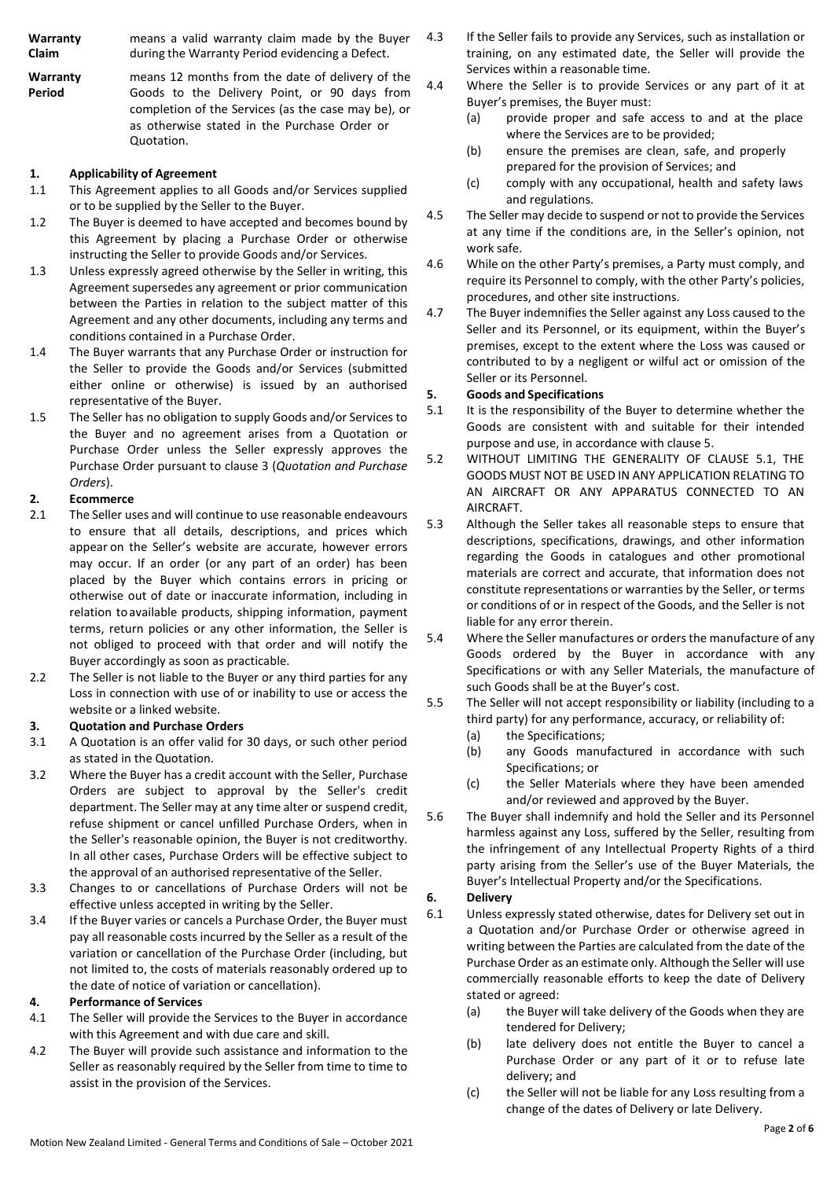**Warranty Claim** means a valid warranty claim made by the Buyer during the Warranty Period evidencing a Defect.

**Warranty Period** means 12 months from the date of delivery of the Goods to the Delivery Point, or 90 days from completion of the Services (as the case may be), or as otherwise stated in the Purchase Order or Quotation.

## 1. Applicability of Agreement

1.1 This Agreement applies to all Goods and/or Services supplied or to be supplied by the Seller to the Buyer.

1.2 The Buyer is deemed to have accepted and becomes bound by this Agreement by placing a Purchase Order or otherwise instructing the Seller to provide Goods and/or Services.

1.3 Unless expressly agreed otherwise by the Seller in writing, this Agreement supersedes any agreement or prior communication between the Parties in relation to the subject matter of this Agreement and any other documents, including any terms and conditions contained in a Purchase Order.

1.4 The Buyer warrants that any Purchase Order or instruction for the Seller to provide the Goods and/or Services (submitted either online or otherwise) is issued by an authorised representative of the Buyer.

1.5 The Seller has no obligation to supply Goods and/or Services to the Buyer and no agreement arises from a Quotation or Purchase Order unless the Seller expressly approves the Purchase Order pursuant to clause 3 (*Quotation and Purchase Orders*).

## 2. Ecommerce

2.1 The Seller uses and will continue to use reasonable endeavours to ensure that all details, descriptions, and prices which appear on the Seller's website are accurate, however errors may occur. If an order (or any part of an order) has been placed by the Buyer which contains errors in pricing or otherwise out of date or inaccurate information, including in relation to available products, shipping information, payment terms, return policies or any other information, the Seller is not obliged to proceed with that order and will notify the Buyer accordingly as soon as practicable.

2.2 The Seller is not liable to the Buyer or any third parties for any Loss in connection with use of or inability to use or access the website or a linked website.

## 3. Quotation and Purchase Orders

3.1 A Quotation is an offer valid for 30 days, or such other period as stated in the Quotation.

3.2 Where the Buyer has a credit account with the Seller, Purchase Orders are subject to approval by the Seller's credit department. The Seller may at any time alter or suspend credit, refuse shipment or cancel unfilled Purchase Orders, when in the Seller's reasonable opinion, the Buyer is not creditworthy. In all other cases, Purchase Orders will be effective subject to the approval of an authorised representative of the Seller.

3.3 Changes to or cancellations of Purchase Orders will not be effective unless accepted in writing by the Seller.

3.4 If the Buyer varies or cancels a Purchase Order, the Buyer must pay all reasonable costs incurred by the Seller as a result of the variation or cancellation of the Purchase Order (including, but not limited to, the costs of materials reasonably ordered up to the date of notice of variation or cancellation).

## 4. Performance of Services

4.1 The Seller will provide the Services to the Buyer in accordance with this Agreement and with due care and skill.

4.2 The Buyer will provide such assistance and information to the Seller as reasonably required by the Seller from time to time to assist in the provision of the Services.

4.3 If the Seller fails to provide any Services, such as installation or training, on any estimated date, the Seller will provide the Services within a reasonable time.

4.4 Where the Seller is to provide Services or any part of it at Buyer's premises, the Buyer must:

(a) provide proper and safe access to and at the place where the Services are to be provided;

(b) ensure the premises are clean, safe, and properly prepared for the provision of Services; and

(c) comply with any occupational, health and safety laws and regulations.

4.5 The Seller may decide to suspend or not to provide the Services at any time if the conditions are, in the Seller's opinion, not work safe.

4.6 While on the other Party's premises, a Party must comply, and require its Personnel to comply, with the other Party's policies, procedures, and other site instructions.

4.7 The Buyer indemnifies the Seller against any Loss caused to the Seller and its Personnel, or its equipment, within the Buyer's premises, except to the extent where the Loss was caused or contributed to by a negligent or wilful act or omission of the Seller or its Personnel.

## 5. Goods and Specifications

5.1 It is the responsibility of the Buyer to determine whether the Goods are consistent with and suitable for their intended purpose and use, in accordance with clause 5.

5.2 WITHOUT LIMITING THE GENERALITY OF CLAUSE 5.1, THE GOODS MUST NOT BE USED IN ANY APPLICATION RELATING TO AN AIRCRAFT OR ANY APPARATUS CONNECTED TO AN AIRCRAFT.

5.3 Although the Seller takes all reasonable steps to ensure that descriptions, specifications, drawings, and other information regarding the Goods in catalogues and other promotional materials are correct and accurate, that information does not constitute representations or warranties by the Seller, or terms or conditions of or in respect of the Goods, and the Seller is not liable for any error therein.

5.4 Where the Seller manufactures or orders the manufacture of any Goods ordered by the Buyer in accordance with any Specifications or with any Seller Materials, the manufacture of such Goods shall be at the Buyer's cost.

5.5 The Seller will not accept responsibility or liability (including to a third party) for any performance, accuracy, or reliability of:

(a) the Specifications;

(b) any Goods manufactured in accordance with such Specifications; or

(c) the Seller Materials where they have been amended and/or reviewed and approved by the Buyer.

5.6 The Buyer shall indemnify and hold the Seller and its Personnel harmless against any Loss, suffered by the Seller, resulting from the infringement of any Intellectual Property Rights of a third party arising from the Seller's use of the Buyer Materials, the Buyer's Intellectual Property and/or the Specifications.

## 6. Delivery

6.1 Unless expressly stated otherwise, dates for Delivery set out in a Quotation and/or Purchase Order or otherwise agreed in writing between the Parties are calculated from the date of the Purchase Order as an estimate only. Although the Seller will use commercially reasonable efforts to keep the date of Delivery stated or agreed:

(a) the Buyer will take delivery of the Goods when they are tendered for Delivery;

(b) late delivery does not entitle the Buyer to cancel a Purchase Order or any part of it or to refuse late delivery; and

(c) the Seller will not be liable for any Loss resulting from a change of the dates of Delivery or late Delivery.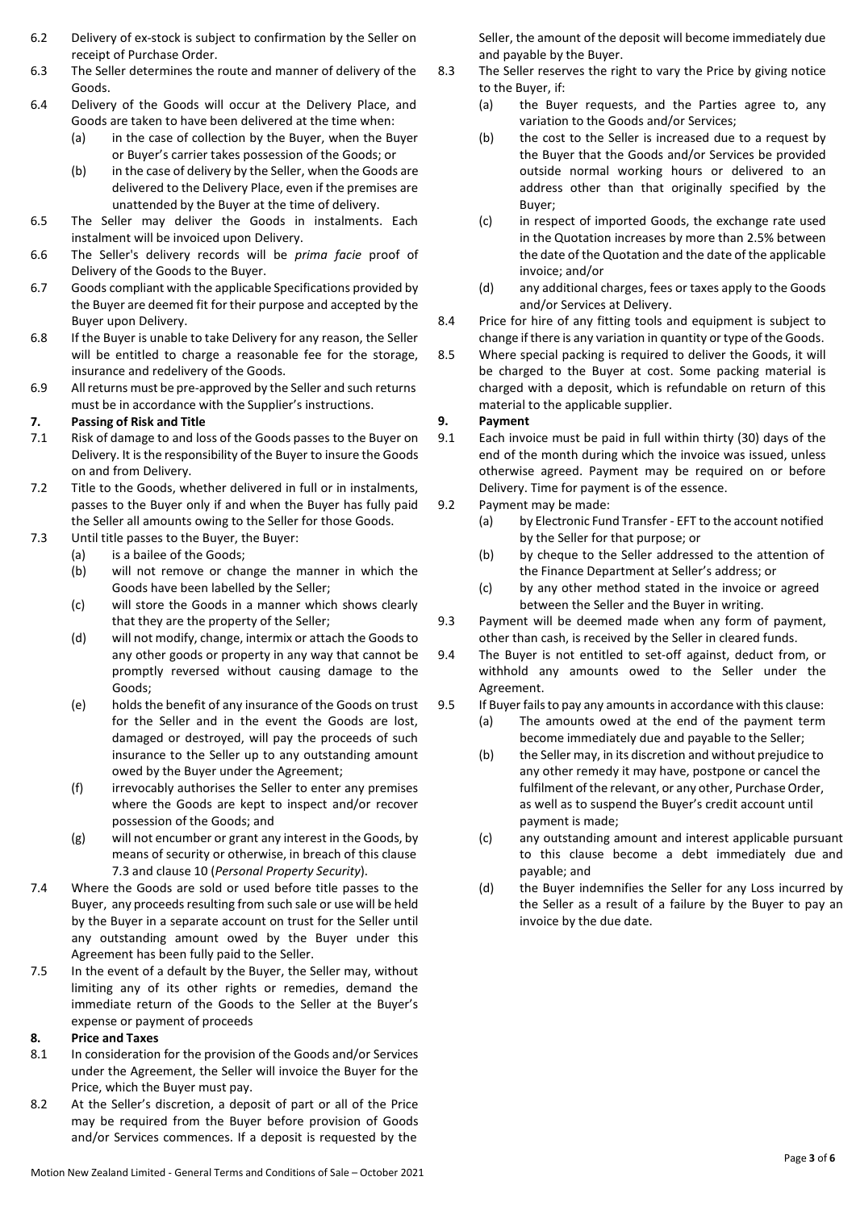6.2 Delivery of ex-stock is subject to confirmation by the Seller on receipt of Purchase Order.

6.3 The Seller determines the route and manner of delivery of the Goods.

6.4 Delivery of the Goods will occur at the Delivery Place, and Goods are taken to have been delivered at the time when:

(a) in the case of collection by the Buyer, when the Buyer or Buyer's carrier takes possession of the Goods; or

(b) in the case of delivery by the Seller, when the Goods are delivered to the Delivery Place, even if the premises are unattended by the Buyer at the time of delivery.

6.5 The Seller may deliver the Goods in instalments. Each instalment will be invoiced upon Delivery.

6.6 The Seller's delivery records will be *prima facie* proof of Delivery of the Goods to the Buyer.

6.7 Goods compliant with the applicable Specifications provided by the Buyer are deemed fit for their purpose and accepted by the Buyer upon Delivery.

6.8 If the Buyer is unable to take Delivery for any reason, the Seller will be entitled to charge a reasonable fee for the storage, insurance and redelivery of the Goods.

6.9 All returns must be pre-approved by the Seller and such returns must be in accordance with the Supplier's instructions.

## 7. Passing of Risk and Title

7.1 Risk of damage to and loss of the Goods passes to the Buyer on Delivery. It is the responsibility of the Buyer to insure the Goods on and from Delivery.

7.2 Title to the Goods, whether delivered in full or in instalments, passes to the Buyer only if and when the Buyer has fully paid the Seller all amounts owing to the Seller for those Goods.

7.3 Until title passes to the Buyer, the Buyer:

(a) is a bailee of the Goods;

(b) will not remove or change the manner in which the Goods have been labelled by the Seller;

(c) will store the Goods in a manner which shows clearly that they are the property of the Seller;

(d) will not modify, change, intermix or attach the Goods to any other goods or property in any way that cannot be promptly reversed without causing damage to the Goods;

(e) holds the benefit of any insurance of the Goods on trust for the Seller and in the event the Goods are lost, damaged or destroyed, will pay the proceeds of such insurance to the Seller up to any outstanding amount owed by the Buyer under the Agreement;

(f) irrevocably authorises the Seller to enter any premises where the Goods are kept to inspect and/or recover possession of the Goods; and

(g) will not encumber or grant any interest in the Goods, by means of security or otherwise, in breach of this clause 7.3 and clause 10 (*Personal Property Security*).

7.4 Where the Goods are sold or used before title passes to the Buyer, any proceeds resulting from such sale or use will be held by the Buyer in a separate account on trust for the Seller until any outstanding amount owed by the Buyer under this Agreement has been fully paid to the Seller.

7.5 In the event of a default by the Buyer, the Seller may, without limiting any of its other rights or remedies, demand the immediate return of the Goods to the Seller at the Buyer's expense or payment of proceeds

## 8. Price and Taxes

8.1 In consideration for the provision of the Goods and/or Services under the Agreement, the Seller will invoice the Buyer for the Price, which the Buyer must pay.

8.2 At the Seller's discretion, a deposit of part or all of the Price may be required from the Buyer before provision of Goods and/or Services commences. If a deposit is requested by the Seller, the amount of the deposit will become immediately due and payable by the Buyer.

8.3 The Seller reserves the right to vary the Price by giving notice to the Buyer, if:

(a) the Buyer requests, and the Parties agree to, any variation to the Goods and/or Services;

(b) the cost to the Seller is increased due to a request by the Buyer that the Goods and/or Services be provided outside normal working hours or delivered to an address other than that originally specified by the Buyer;

(c) in respect of imported Goods, the exchange rate used in the Quotation increases by more than 2.5% between the date of the Quotation and the date of the applicable invoice; and/or

(d) any additional charges, fees or taxes apply to the Goods and/or Services at Delivery.

8.4 Price for hire of any fitting tools and equipment is subject to change if there is any variation in quantity or type of the Goods.

8.5 Where special packing is required to deliver the Goods, it will be charged to the Buyer at cost. Some packing material is charged with a deposit, which is refundable on return of this material to the applicable supplier.

## 9. Payment

9.1 Each invoice must be paid in full within thirty (30) days of the end of the month during which the invoice was issued, unless otherwise agreed. Payment may be required on or before Delivery. Time for payment is of the essence.

9.2 Payment may be made:

(a) by Electronic Fund Transfer - EFT to the account notified by the Seller for that purpose; or

(b) by cheque to the Seller addressed to the attention of the Finance Department at Seller's address; or

(c) by any other method stated in the invoice or agreed between the Seller and the Buyer in writing.

9.3 Payment will be deemed made when any form of payment, other than cash, is received by the Seller in cleared funds.

9.4 The Buyer is not entitled to set-off against, deduct from, or withhold any amounts owed to the Seller under the Agreement.

9.5 If Buyer fails to pay any amounts in accordance with this clause:

(a) The amounts owed at the end of the payment term become immediately due and payable to the Seller;

(b) the Seller may, in its discretion and without prejudice to any other remedy it may have, postpone or cancel the fulfilment of the relevant, or any other, Purchase Order, as well as to suspend the Buyer's credit account until payment is made;

(c) any outstanding amount and interest applicable pursuant to this clause become a debt immediately due and payable; and

(d) the Buyer indemnifies the Seller for any Loss incurred by the Seller as a result of a failure by the Buyer to pay an invoice by the due date.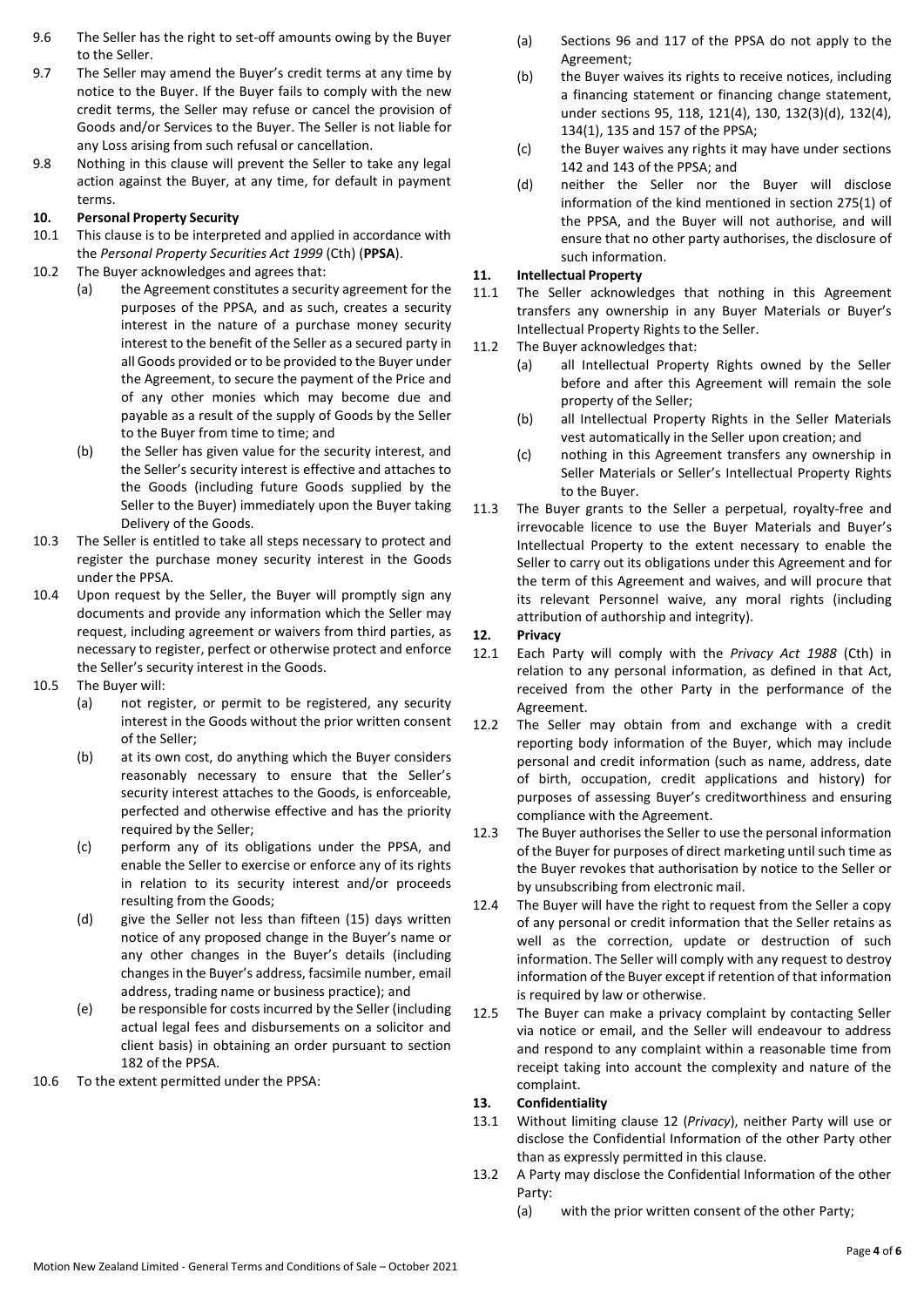9.6 The Seller has the right to set-off amounts owing by the Buyer to the Seller.

9.7 The Seller may amend the Buyer's credit terms at any time by notice to the Buyer. If the Buyer fails to comply with the new credit terms, the Seller may refuse or cancel the provision of Goods and/or Services to the Buyer. The Seller is not liable for any Loss arising from such refusal or cancellation.

9.8 Nothing in this clause will prevent the Seller to take any legal action against the Buyer, at any time, for default in payment terms.

**10. Personal Property Security**

10.1 This clause is to be interpreted and applied in accordance with the *Personal Property Securities Act 1999* (Cth) (**PPSA**).

10.2 The Buyer acknowledges and agrees that:

(a) the Agreement constitutes a security agreement for the purposes of the PPSA, and as such, creates a security interest in the nature of a purchase money security interest to the benefit of the Seller as a secured party in all Goods provided or to be provided to the Buyer under the Agreement, to secure the payment of the Price and of any other monies which may become due and payable as a result of the supply of Goods by the Seller to the Buyer from time to time; and

(b) the Seller has given value for the security interest, and the Seller's security interest is effective and attaches to the Goods (including future Goods supplied by the Seller to the Buyer) immediately upon the Buyer taking Delivery of the Goods.

10.3 The Seller is entitled to take all steps necessary to protect and register the purchase money security interest in the Goods under the PPSA.

10.4 Upon request by the Seller, the Buyer will promptly sign any documents and provide any information which the Seller may request, including agreement or waivers from third parties, as necessary to register, perfect or otherwise protect and enforce the Seller's security interest in the Goods.

10.5 The Buyer will:

(a) not register, or permit to be registered, any security interest in the Goods without the prior written consent of the Seller;

(b) at its own cost, do anything which the Buyer considers reasonably necessary to ensure that the Seller's security interest attaches to the Goods, is enforceable, perfected and otherwise effective and has the priority required by the Seller;

(c) perform any of its obligations under the PPSA, and enable the Seller to exercise or enforce any of its rights in relation to its security interest and/or proceeds resulting from the Goods;

(d) give the Seller not less than fifteen (15) days written notice of any proposed change in the Buyer's name or any other changes in the Buyer's details (including changes in the Buyer's address, facsimile number, email address, trading name or business practice); and

(e) be responsible for costs incurred by the Seller (including actual legal fees and disbursements on a solicitor and client basis) in obtaining an order pursuant to section 182 of the PPSA.

10.6 To the extent permitted under the PPSA:

(a) Sections 96 and 117 of the PPSA do not apply to the Agreement;

(b) the Buyer waives its rights to receive notices, including a financing statement or financing change statement, under sections 95, 118, 121(4), 130, 132(3)(d), 132(4), 134(1), 135 and 157 of the PPSA;

(c) the Buyer waives any rights it may have under sections 142 and 143 of the PPSA; and

(d) neither the Seller nor the Buyer will disclose information of the kind mentioned in section 275(1) of the PPSA, and the Buyer will not authorise, and will ensure that no other party authorises, the disclosure of such information.

**11. Intellectual Property**

11.1 The Seller acknowledges that nothing in this Agreement transfers any ownership in any Buyer Materials or Buyer's Intellectual Property Rights to the Seller.

11.2 The Buyer acknowledges that:

(a) all Intellectual Property Rights owned by the Seller before and after this Agreement will remain the sole property of the Seller;

(b) all Intellectual Property Rights in the Seller Materials vest automatically in the Seller upon creation; and

(c) nothing in this Agreement transfers any ownership in Seller Materials or Seller's Intellectual Property Rights to the Buyer.

11.3 The Buyer grants to the Seller a perpetual, royalty-free and irrevocable licence to use the Buyer Materials and Buyer's Intellectual Property to the extent necessary to enable the Seller to carry out its obligations under this Agreement and for the term of this Agreement and waives, and will procure that its relevant Personnel waive, any moral rights (including attribution of authorship and integrity).

**12. Privacy**

12.1 Each Party will comply with the *Privacy Act 1988* (Cth) in relation to any personal information, as defined in that Act, received from the other Party in the performance of the Agreement.

12.2 The Seller may obtain from and exchange with a credit reporting body information of the Buyer, which may include personal and credit information (such as name, address, date of birth, occupation, credit applications and history) for purposes of assessing Buyer's creditworthiness and ensuring compliance with the Agreement.

12.3 The Buyer authorises the Seller to use the personal information of the Buyer for purposes of direct marketing until such time as the Buyer revokes that authorisation by notice to the Seller or by unsubscribing from electronic mail.

12.4 The Buyer will have the right to request from the Seller a copy of any personal or credit information that the Seller retains as well as the correction, update or destruction of such information. The Seller will comply with any request to destroy information of the Buyer except if retention of that information is required by law or otherwise.

12.5 The Buyer can make a privacy complaint by contacting Seller via notice or email, and the Seller will endeavour to address and respond to any complaint within a reasonable time from receipt taking into account the complexity and nature of the complaint.

**13. Confidentiality**

13.1 Without limiting clause 12 (*Privacy*), neither Party will use or disclose the Confidential Information of the other Party other than as expressly permitted in this clause.

13.2 A Party may disclose the Confidential Information of the other Party:

(a) with the prior written consent of the other Party;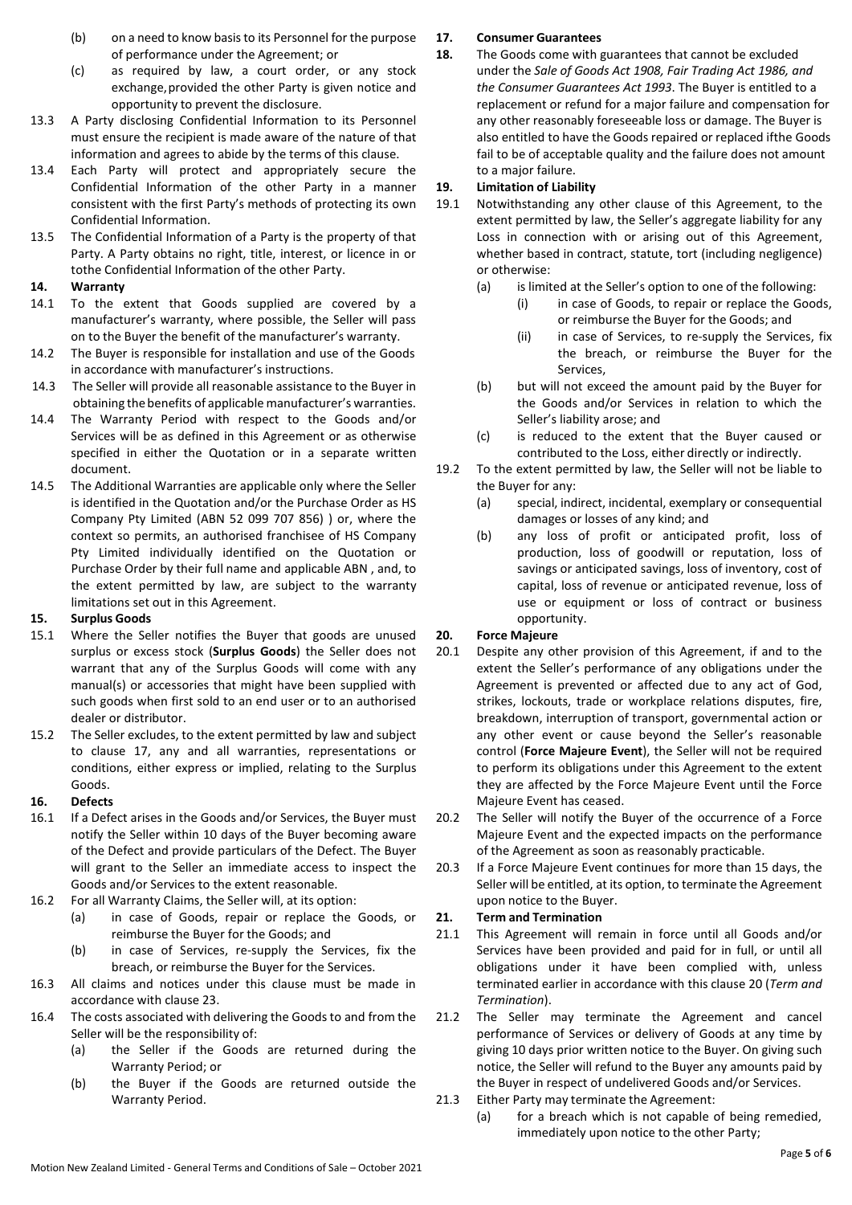(b) on a need to know basis to its Personnel for the purpose of performance under the Agreement; or

(c) as required by law, a court order, or any stock exchange, provided the other Party is given notice and opportunity to prevent the disclosure.

13.3 A Party disclosing Confidential Information to its Personnel must ensure the recipient is made aware of the nature of that information and agrees to abide by the terms of this clause.

13.4 Each Party will protect and appropriately secure the Confidential Information of the other Party in a manner consistent with the first Party's methods of protecting its own Confidential Information.

13.5 The Confidential Information of a Party is the property of that Party. A Party obtains no right, title, interest, or licence in or tothe Confidential Information of the other Party.

**14. Warranty**

14.1 To the extent that Goods supplied are covered by a manufacturer's warranty, where possible, the Seller will pass on to the Buyer the benefit of the manufacturer's warranty.

14.2 The Buyer is responsible for installation and use of the Goods in accordance with manufacturer's instructions.

14.3 The Seller will provide all reasonable assistance to the Buyer in obtaining the benefits of applicable manufacturer's warranties.

14.4 The Warranty Period with respect to the Goods and/or Services will be as defined in this Agreement or as otherwise specified in either the Quotation or in a separate written document.

14.5 The Additional Warranties are applicable only where the Seller is identified in the Quotation and/or the Purchase Order as HS Company Pty Limited (ABN 52 099 707 856) ) or, where the context so permits, an authorised franchisee of HS Company Pty Limited individually identified on the Quotation or Purchase Order by their full name and applicable ABN , and, to the extent permitted by law, are subject to the warranty limitations set out in this Agreement.

**15. Surplus Goods**

15.1 Where the Seller notifies the Buyer that goods are unused surplus or excess stock (**Surplus Goods**) the Seller does not warrant that any of the Surplus Goods will come with any manual(s) or accessories that might have been supplied with such goods when first sold to an end user or to an authorised dealer or distributor.

15.2 The Seller excludes, to the extent permitted by law and subject to clause 17, any and all warranties, representations or conditions, either express or implied, relating to the Surplus Goods.

**16. Defects**

16.1 If a Defect arises in the Goods and/or Services, the Buyer must notify the Seller within 10 days of the Buyer becoming aware of the Defect and provide particulars of the Defect. The Buyer will grant to the Seller an immediate access to inspect the Goods and/or Services to the extent reasonable.

16.2 For all Warranty Claims, the Seller will, at its option:

(a) in case of Goods, repair or replace the Goods, or reimburse the Buyer for the Goods; and

(b) in case of Services, re-supply the Services, fix the breach, or reimburse the Buyer for the Services.

16.3 All claims and notices under this clause must be made in accordance with clause 23.

16.4 The costs associated with delivering the Goods to and from the Seller will be the responsibility of:

(a) the Seller if the Goods are returned during the Warranty Period; or

(b) the Buyer if the Goods are returned outside the Warranty Period.

**17. Consumer Guarantees**

**18.** The Goods come with guarantees that cannot be excluded under the *Sale of Goods Act 1908, Fair Trading Act 1986, and the Consumer Guarantees Act 1993*. The Buyer is entitled to a replacement or refund for a major failure and compensation for any other reasonably foreseeable loss or damage. The Buyer is also entitled to have the Goods repaired or replaced ifthe Goods fail to be of acceptable quality and the failure does not amount to a major failure.

**19. Limitation of Liability**

19.1 Notwithstanding any other clause of this Agreement, to the extent permitted by law, the Seller's aggregate liability for any Loss in connection with or arising out of this Agreement, whether based in contract, statute, tort (including negligence) or otherwise:

(a) is limited at the Seller's option to one of the following:

(i) in case of Goods, to repair or replace the Goods, or reimburse the Buyer for the Goods; and

(ii) in case of Services, to re-supply the Services, fix the breach, or reimburse the Buyer for the Services,

(b) but will not exceed the amount paid by the Buyer for the Goods and/or Services in relation to which the Seller's liability arose; and

(c) is reduced to the extent that the Buyer caused or contributed to the Loss, either directly or indirectly.

19.2 To the extent permitted by law, the Seller will not be liable to the Buyer for any:

(a) special, indirect, incidental, exemplary or consequential damages or losses of any kind; and

(b) any loss of profit or anticipated profit, loss of production, loss of goodwill or reputation, loss of savings or anticipated savings, loss of inventory, cost of capital, loss of revenue or anticipated revenue, loss of use or equipment or loss of contract or business opportunity.

**20. Force Majeure**

20.1 Despite any other provision of this Agreement, if and to the extent the Seller's performance of any obligations under the Agreement is prevented or affected due to any act of God, strikes, lockouts, trade or workplace relations disputes, fire, breakdown, interruption of transport, governmental action or any other event or cause beyond the Seller's reasonable control (**Force Majeure Event**), the Seller will not be required to perform its obligations under this Agreement to the extent they are affected by the Force Majeure Event until the Force Majeure Event has ceased.

20.2 The Seller will notify the Buyer of the occurrence of a Force Majeure Event and the expected impacts on the performance of the Agreement as soon as reasonably practicable.

20.3 If a Force Majeure Event continues for more than 15 days, the Seller will be entitled, at its option, to terminate the Agreement upon notice to the Buyer.

**21. Term and Termination**

21.1 This Agreement will remain in force until all Goods and/or Services have been provided and paid for in full, or until all obligations under it have been complied with, unless terminated earlier in accordance with this clause 20 (*Term and Termination*).

21.2 The Seller may terminate the Agreement and cancel performance of Services or delivery of Goods at any time by giving 10 days prior written notice to the Buyer. On giving such notice, the Seller will refund to the Buyer any amounts paid by the Buyer in respect of undelivered Goods and/or Services.

21.3 Either Party may terminate the Agreement:

(a) for a breach which is not capable of being remedied, immediately upon notice to the other Party;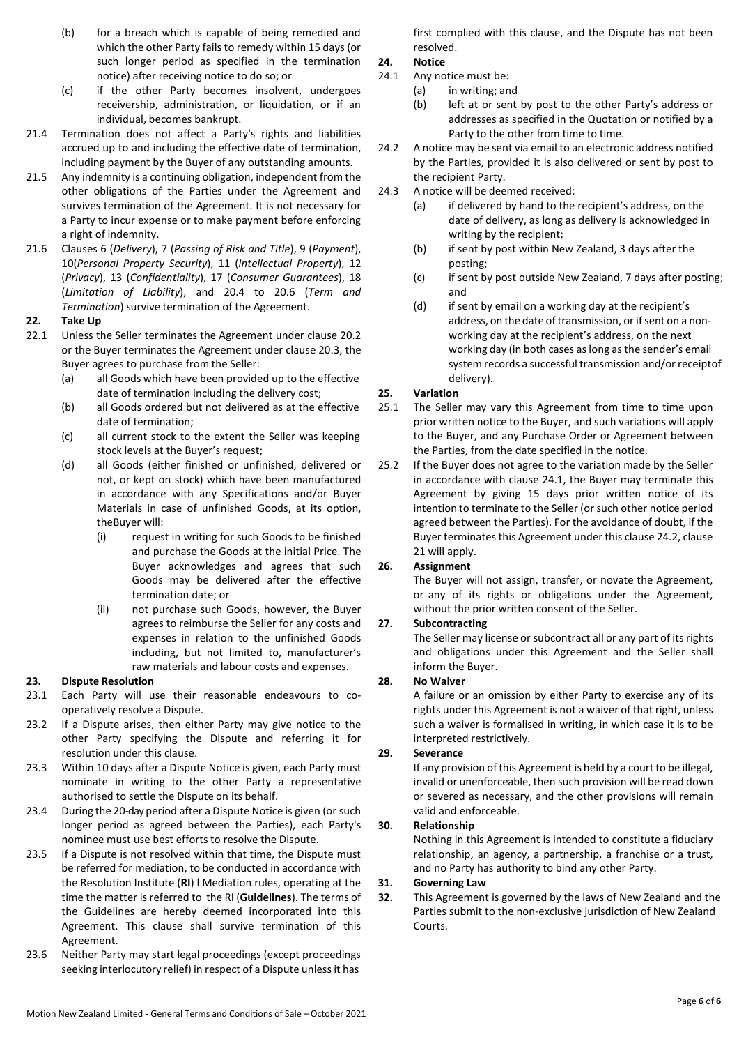(b) for a breach which is capable of being remedied and which the other Party fails to remedy within 15 days (or such longer period as specified in the termination notice) after receiving notice to do so; or

(c) if the other Party becomes insolvent, undergoes receivership, administration, or liquidation, or if an individual, becomes bankrupt.

21.4 Termination does not affect a Party's rights and liabilities accrued up to and including the effective date of termination, including payment by the Buyer of any outstanding amounts.

21.5 Any indemnity is a continuing obligation, independent from the other obligations of the Parties under the Agreement and survives termination of the Agreement. It is not necessary for a Party to incur expense or to make payment before enforcing a right of indemnity.

21.6 Clauses 6 (*Delivery*), 7 (*Passing of Risk and Title*), 9 (*Payment*), 10(*Personal Property Security*), 11 (*Intellectual Property*), 12 (*Privacy*), 13 (*Confidentiality*), 17 (*Consumer Guarantees*), 18 (*Limitation of Liability*), and 20.4 to 20.6 (*Term and Termination*) survive termination of the Agreement.

**22. Take Up**

22.1 Unless the Seller terminates the Agreement under clause 20.2 or the Buyer terminates the Agreement under clause 20.3, the Buyer agrees to purchase from the Seller:

(a) all Goods which have been provided up to the effective date of termination including the delivery cost;

(b) all Goods ordered but not delivered as at the effective date of termination;

(c) all current stock to the extent the Seller was keeping stock levels at the Buyer's request;

(d) all Goods (either finished or unfinished, delivered or not, or kept on stock) which have been manufactured in accordance with any Specifications and/or Buyer Materials in case of unfinished Goods, at its option, theBuyer will:

(i) request in writing for such Goods to be finished and purchase the Goods at the initial Price. The Buyer acknowledges and agrees that such Goods may be delivered after the effective termination date; or

(ii) not purchase such Goods, however, the Buyer agrees to reimburse the Seller for any costs and expenses in relation to the unfinished Goods including, but not limited to, manufacturer's raw materials and labour costs and expenses.

**23. Dispute Resolution**

23.1 Each Party will use their reasonable endeavours to co-operatively resolve a Dispute.

23.2 If a Dispute arises, then either Party may give notice to the other Party specifying the Dispute and referring it for resolution under this clause.

23.3 Within 10 days after a Dispute Notice is given, each Party must nominate in writing to the other Party a representative authorised to settle the Dispute on its behalf.

23.4 During the 20-day period after a Dispute Notice is given (or such longer period as agreed between the Parties), each Party's nominee must use best efforts to resolve the Dispute.

23.5 If a Dispute is not resolved within that time, the Dispute must be referred for mediation, to be conducted in accordance with the Resolution Institute (**RI**) l Mediation rules, operating at the time the matter is referred to the RI (**Guidelines**). The terms of the Guidelines are hereby deemed incorporated into this Agreement. This clause shall survive termination of this Agreement.

23.6 Neither Party may start legal proceedings (except proceedings seeking interlocutory relief) in respect of a Dispute unless it has first complied with this clause, and the Dispute has not been resolved.

**24. Notice**

24.1 Any notice must be:

(a) in writing; and

(b) left at or sent by post to the other Party's address or addresses as specified in the Quotation or notified by a Party to the other from time to time.

24.2 A notice may be sent via email to an electronic address notified by the Parties, provided it is also delivered or sent by post to the recipient Party.

24.3 A notice will be deemed received:

(a) if delivered by hand to the recipient's address, on the date of delivery, as long as delivery is acknowledged in writing by the recipient;

(b) if sent by post within New Zealand, 3 days after the posting;

(c) if sent by post outside New Zealand, 7 days after posting; and

(d) if sent by email on a working day at the recipient's address, on the date of transmission, or if sent on a non-working day at the recipient's address, on the next working day (in both cases as long as the sender's email system records a successful transmission and/or receiptof delivery).

**25. Variation**

25.1 The Seller may vary this Agreement from time to time upon prior written notice to the Buyer, and such variations will apply to the Buyer, and any Purchase Order or Agreement between the Parties, from the date specified in the notice.

25.2 If the Buyer does not agree to the variation made by the Seller in accordance with clause 24.1, the Buyer may terminate this Agreement by giving 15 days prior written notice of its intention to terminate to the Seller (or such other notice period agreed between the Parties). For the avoidance of doubt, if the Buyer terminates this Agreement under this clause 24.2, clause 21 will apply.

**26. Assignment**

The Buyer will not assign, transfer, or novate the Agreement, or any of its rights or obligations under the Agreement, without the prior written consent of the Seller.

**27. Subcontracting**

The Seller may license or subcontract all or any part of its rights and obligations under this Agreement and the Seller shall inform the Buyer.

**28. No Waiver**

A failure or an omission by either Party to exercise any of its rights under this Agreement is not a waiver of that right, unless such a waiver is formalised in writing, in which case it is to be interpreted restrictively.

**29. Severance**

If any provision of this Agreement is held by a court to be illegal, invalid or unenforceable, then such provision will be read down or severed as necessary, and the other provisions will remain valid and enforceable.

**30. Relationship**

Nothing in this Agreement is intended to constitute a fiduciary relationship, an agency, a partnership, a franchise or a trust, and no Party has authority to bind any other Party.

**31. Governing Law**

**32.** This Agreement is governed by the laws of New Zealand and the Parties submit to the non-exclusive jurisdiction of New Zealand Courts.